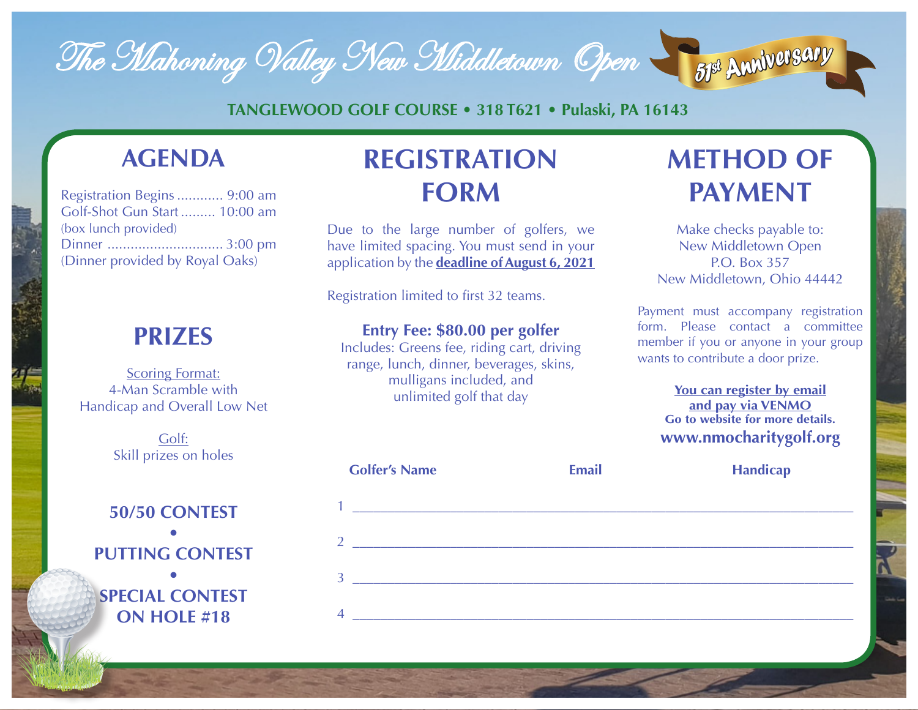# The Mahoning Valley New Middletown Open

51st Anniversary

**TANGLEWOOD GOLF COURSE • 318 T621 • Pulaski, PA 16143**

## AGENDA

Registration Begins ............ 9:00 am
Golf-Shot Gun Start ......... 10:00 am
(box lunch provided)
Dinner .............................. 3:00 pm
(Dinner provided by Royal Oaks)

## PRIZES

Scoring Format:
4-Man Scramble with Handicap and Overall Low Net

Golf:
Skill prizes on holes

**50/50 CONTEST**

•

**PUTTING CONTEST**

•

**SPECIAL CONTEST ON HOLE #18**

## REGISTRATION FORM

Due to the large number of golfers, we have limited spacing. You must send in your application by the **deadline of August 6, 2021**

Registration limited to first 32 teams.

**Entry Fee: $80.00 per golfer**
Includes: Greens fee, riding cart, driving range, lunch, dinner, beverages, skins, mulligans included, and unlimited golf that day

## METHOD OF PAYMENT

Make checks payable to:
New Middletown Open
P.O. Box 357
New Middletown, Ohio 44442

Payment must accompany registration form. Please contact a committee member if you or anyone in your group wants to contribute a door prize.

**You can register by email and pay via VENMO**
**Go to website for more details.**
**www.nmocharitygolf.org**

| | Golfer's Name | Email | Handicap |
|---|---|---|---|
| 1 | | | |
| 2 | | | |
| 3 | | | |
| 4 | | | |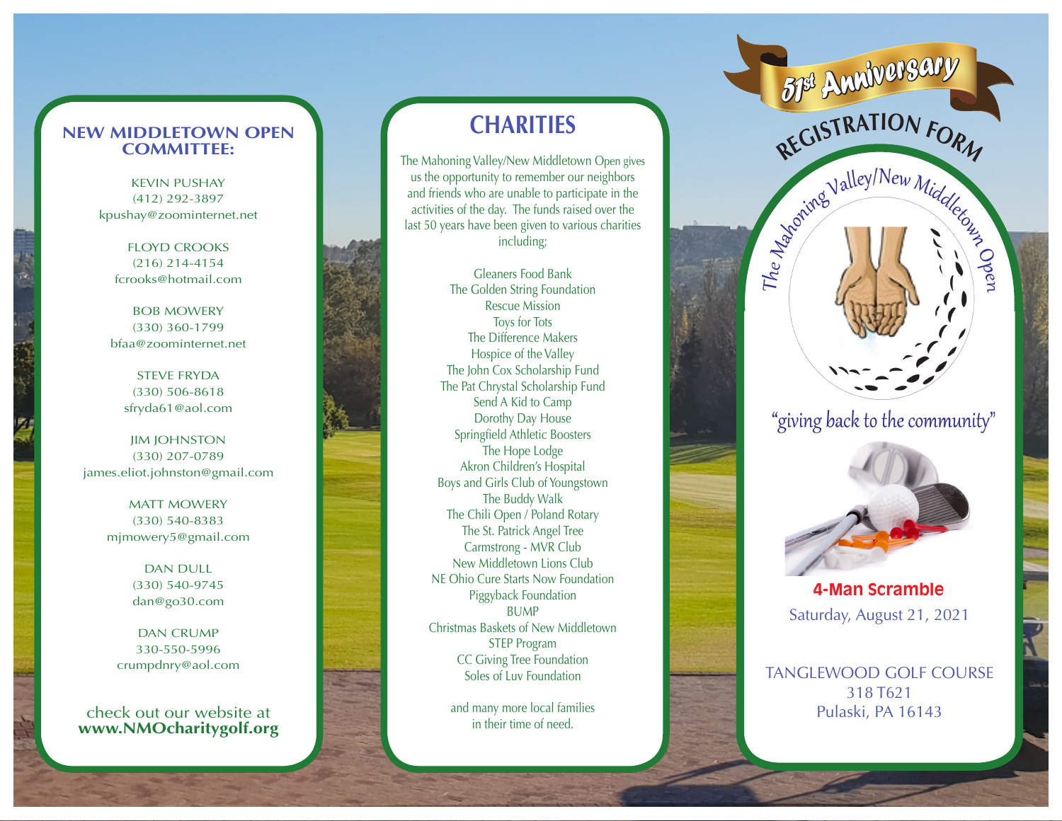## NEW MIDDLETOWN OPEN COMMITTEE:

KEVIN PUSHAY
(412) 292-3897
kpushay@zoominternet.net

FLOYD CROOKS
(216) 214-4154
fcrooks@hotmail.com

BOB MOWERY
(330) 360-1799
bfaa@zoominternet.net

STEVE FRYDA
(330) 506-8618
sfryda61@aol.com

JIM JOHNSTON
(330) 207-0789
james.eliot.johnston@gmail.com

MATT MOWERY
(330) 540-8383
mjmowery5@gmail.com

DAN DULL
(330) 540-9745
dan@go30.com

DAN CRUMP
330-550-5996
crumpdnry@aol.com

check out our website at
**www.NMOcharitygolf.org**

## CHARITIES

The Mahoning Valley/New Middletown Open gives us the opportunity to remember our neighbors and friends who are unable to participate in the activities of the day. The funds raised over the last 50 years have been given to various charities including;

Gleaners Food Bank
The Golden String Foundation
Rescue Mission
Toys for Tots
The Difference Makers
Hospice of the Valley
The John Cox Scholarship Fund
The Pat Chrystal Scholarship Fund
Send A Kid to Camp
Dorothy Day House
Springfield Athletic Boosters
The Hope Lodge
Akron Children's Hospital
Boys and Girls Club of Youngstown
The Buddy Walk
The Chili Open / Poland Rotary
The St. Patrick Angel Tree
Carmstrong - MVR Club
New Middletown Lions Club
NE Ohio Cure Starts Now Foundation
Piggyback Foundation
BUMP
Christmas Baskets of New Middletown
STEP Program
CC Giving Tree Foundation
Soles of Luv Foundation

and many more local families in their time of need.

## 51st Anniversary

## REGISTRATION FORM

The Mahoning Valley/New Middletown Open

"giving back to the community"

**4-Man Scramble**

Saturday, August 21, 2021

TANGLEWOOD GOLF COURSE
318 T621
Pulaski, PA 16143